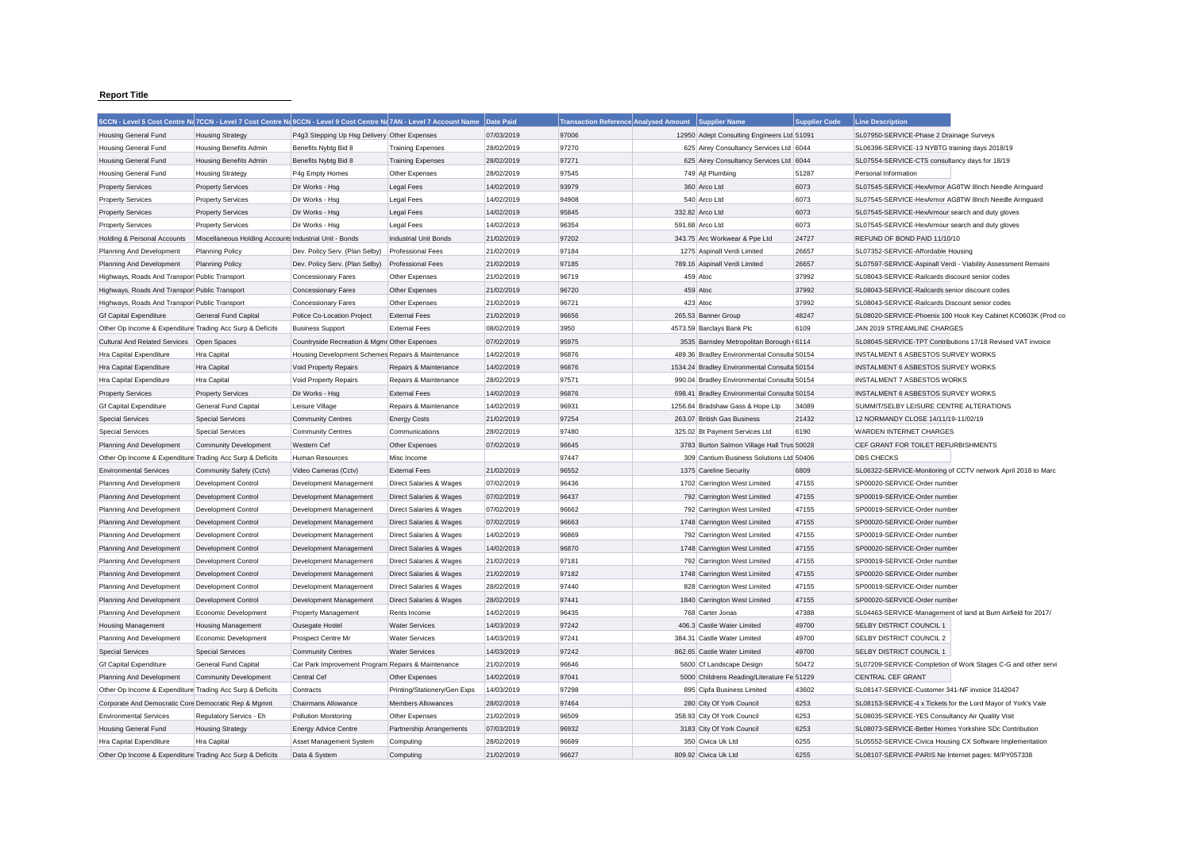**Report Title**

| 5CCN - Level 5 Cost Centre Na | 7CCN - Level 7 Cost Centre Na | 9CCN - Level 9 Cost Centre Na | 7AN - Level 7 Account Name | Date Paid | Transaction Reference | Analysed Amount | Supplier Name | Supplier Code | Line Description |
|---|---|---|---|---|---|---|---|---|---|
| Housing General Fund | Housing Strategy | P4g3 Stepping Up Hsg Delivery | Other Expenses | 07/03/2019 | 97006 | 12950 | Adept Consulting Engineers Ltd | 51091 | SL07950-SERVICE-Phase 2 Drainage Surveys |
| Housing General Fund | Housing Benefits Admin | Benefits Nybtg Bid 8 | Training Expenses | 28/02/2019 | 97270 | 625 | Airey Consultancy Services Ltd | 6044 | SL06396-SERVICE-13 NYBTG training days 2018/19 |
| Housing General Fund | Housing Benefits Admin | Benefits Nybtg Bid 8 | Training Expenses | 28/02/2019 | 97271 | 625 | Airey Consultancy Services Ltd | 6044 | SL07554-SERVICE-CTS consultancy days for 18/19 |
| Housing General Fund | Housing Strategy | P4g Empty Homes | Other Expenses | 28/02/2019 | 97545 | 749 | Ajt Plumbing | 51287 | Personal Information |
| Property Services | Property Services | Dir Works - Hsg | Legal Fees | 14/02/2019 | 93979 | 360 | Arco Ltd | 6073 | SL07545-SERVICE-HexArmor AG8TW 8Inch Needle Armguard |
| Property Services | Property Services | Dir Works - Hsg | Legal Fees | 14/02/2019 | 94908 | 540 | Arco Ltd | 6073 | SL07545-SERVICE-HexArmor AG8TW 8Inch Needle Armguard |
| Property Services | Property Services | Dir Works - Hsg | Legal Fees | 14/02/2019 | 95845 | 332.82 | Arco Ltd | 6073 | SL07545-SERVICE-HexArmour search and duty gloves |
| Property Services | Property Services | Dir Works - Hsg | Legal Fees | 14/02/2019 | 96354 | 591.68 | Arco Ltd | 6073 | SL07545-SERVICE-HexArmour search and duty gloves |
| Holding & Personal Accounts | Miscellaneous Holding Accounts | Industrial Unit - Bonds | Industrial Unit Bonds | 21/02/2019 | 97202 | 343.75 | Arc Workwear & Ppe Ltd | 24727 | REFUND OF BOND PAID 11/10/10 |
| Planning And Development | Planning Policy | Dev. Policy Serv. (Plan Selby) | Professional Fees | 21/02/2019 | 97184 | 1275 | Aspinall Verdi Limited | 26657 | SL07352-SERVICE-Affordable Housing |
| Planning And Development | Planning Policy | Dev. Policy Serv. (Plan Selby) | Professional Fees | 21/02/2019 | 97185 | 789.16 | Aspinall Verdi Limited | 26657 | SL07597-SERVICE-Aspinall Verdi - Viability Assessment Remaini |
| Highways, Roads And Transport | Public Transport | Concessionary Fares | Other Expenses | 21/02/2019 | 96719 | 459 | Atoc | 37992 | SL08043-SERVICE-Railcards discount senior codes |
| Highways, Roads And Transport | Public Transport | Concessionary Fares | Other Expenses | 21/02/2019 | 96720 | 459 | Atoc | 37992 | SL08043-SERVICE-Railcards senior discount codes |
| Highways, Roads And Transport | Public Transport | Concessionary Fares | Other Expenses | 21/02/2019 | 96721 | 423 | Atoc | 37992 | SL08043-SERVICE-Railcards Discount senior codes |
| Gf Capital Expenditure | General Fund Capital | Police Co-Location Project | External Fees | 21/02/2019 | 96656 | 265.53 | Banner Group | 48247 | SL08020-SERVICE-Phoenix 100 Hook Key Cabinet KC0603K (Prod co |
| Other Op Income & Expenditure | Trading Acc Surp & Deficits | Business Support | External Fees | 08/02/2019 | 3950 | 4573.59 | Barclays Bank Plc | 6109 | JAN 2019 STREAMLINE CHARGES |
| Cultural And Related Services | Open Spaces | Countryside Recreation & Mgmt | Other Expenses | 07/02/2019 | 95975 | 3535 | Barnsley Metropolitan Borough | 6114 | SL08045-SERVICE-TPT Contributions 17/18 Revised VAT invoice |
| Hra Capital Expenditure | Hra Capital | Housing Development Schemes | Repairs & Maintenance | 14/02/2019 | 96876 | 489.36 | Bradley Environmental Consulta | 50154 | INSTALMENT 6 ASBESTOS SURVEY WORKS |
| Hra Capital Expenditure | Hra Capital | Void Property Repairs | Repairs & Maintenance | 14/02/2019 | 96876 | 1534.24 | Bradley Environmental Consulta | 50154 | INSTALMENT 6 ASBESTOS SURVEY WORKS |
| Hra Capital Expenditure | Hra Capital | Void Property Repairs | Repairs & Maintenance | 28/02/2019 | 97571 | 990.04 | Bradley Environmental Consulta | 50154 | INSTALMENT 7 ASBESTOS WORKS |
| Property Services | Property Services | Dir Works - Hsg | External Fees | 14/02/2019 | 96876 | 698.41 | Bradley Environmental Consulta | 50154 | INSTALMENT 6 ASBESTOS SURVEY WORKS |
| Gf Capital Expenditure | General Fund Capital | Leisure Village | Repairs & Maintenance | 14/02/2019 | 96931 | 1256.84 | Bradshaw Gass & Hope Llp | 34089 | SUMMIT/SELBY LEISURE CENTRE ALTERATIONS |
| Special Services | Special Services | Community Centres | Energy Costs | 21/02/2019 | 97254 | 263.07 | British Gas Business | 21432 | 12 NORMANDY CLOSE 14/11/19-11/02/19 |
| Special Services | Special Services | Community Centres | Communications | 28/02/2019 | 97480 | 325.02 | Bt Payment Services Ltd | 6190 | WARDEN INTERNET CHARGES |
| Planning And Development | Community Development | Western Cef | Other Expenses | 07/02/2019 | 96645 | 3783 | Burton Salmon Village Hall Trus | 50028 | CEF GRANT FOR TOILET REFURBISHMENTS |
| Other Op Income & Expenditure | Trading Acc Surp & Deficits | Human Resources | Misc Income | | 97447 | 309 | Cantium Business Solutions Ltd | 50406 | DBS CHECKS |
| Environmental Services | Community Safety (Cctv) | Video Cameras (Cctv) | External Fees | 21/02/2019 | 96552 | 1375 | Careline Security | 6809 | SL06322-SERVICE-Monitoring of CCTV network April 2018 to Marc |
| Planning And Development | Development Control | Development Management | Direct Salaries & Wages | 07/02/2019 | 96436 | 1702 | Carrington West Limited | 47155 | SP00020-SERVICE-Order number |
| Planning And Development | Development Control | Development Management | Direct Salaries & Wages | 07/02/2019 | 96437 | 792 | Carrington West Limited | 47155 | SP00019-SERVICE-Order number |
| Planning And Development | Development Control | Development Management | Direct Salaries & Wages | 07/02/2019 | 96662 | 792 | Carrington West Limited | 47155 | SP00019-SERVICE-Order number |
| Planning And Development | Development Control | Development Management | Direct Salaries & Wages | 07/02/2019 | 96663 | 1748 | Carrington West Limited | 47155 | SP00020-SERVICE-Order number |
| Planning And Development | Development Control | Development Management | Direct Salaries & Wages | 14/02/2019 | 96869 | 792 | Carrington West Limited | 47155 | SP00019-SERVICE-Order number |
| Planning And Development | Development Control | Development Management | Direct Salaries & Wages | 14/02/2019 | 96870 | 1748 | Carrington West Limited | 47155 | SP00020-SERVICE-Order number |
| Planning And Development | Development Control | Development Management | Direct Salaries & Wages | 21/02/2019 | 97181 | 792 | Carrington West Limited | 47155 | SP00019-SERVICE-Order number |
| Planning And Development | Development Control | Development Management | Direct Salaries & Wages | 21/02/2019 | 97182 | 1748 | Carrington West Limited | 47155 | SP00020-SERVICE-Order number |
| Planning And Development | Development Control | Development Management | Direct Salaries & Wages | 28/02/2019 | 97440 | 828 | Carrington West Limited | 47155 | SP00019-SERVICE-Order number |
| Planning And Development | Development Control | Development Management | Direct Salaries & Wages | 28/02/2019 | 97441 | 1840 | Carrington West Limited | 47155 | SP00020-SERVICE-Order number |
| Planning And Development | Economic Development | Property Management | Rents Income | 14/02/2019 | 96435 | 768 | Carter Jonas | 47388 | SL04463-SERVICE-Management of land at Burn Airfield for 2017/ |
| Housing Management | Housing Management | Ousegate Hostel | Water Services | 14/03/2019 | 97242 | 406.3 | Castle Water Limited | 49700 | SELBY DISTRICT COUNCIL 1 |
| Planning And Development | Economic Development | Prospect Centre Mr | Water Services | 14/03/2019 | 97241 | 384.31 | Castle Water Limited | 49700 | SELBY DISTRICT COUNCIL 2 |
| Special Services | Special Services | Community Centres | Water Services | 14/03/2019 | 97242 | 862.65 | Castle Water Limited | 49700 | SELBY DISTRICT COUNCIL 1 |
| Gf Capital Expenditure | General Fund Capital | Car Park Improvement Program | Repairs & Maintenance | 21/02/2019 | 96646 | 5600 | Cf Landscape Design | 50472 | SL07209-SERVICE-Completion of Work Stages C-G and other servi |
| Planning And Development | Community Development | Central Cef | Other Expenses | 14/02/2019 | 97041 | 5000 | Childrens Reading/Literature Fe | 51229 | CENTRAL CEF GRANT |
| Other Op Income & Expenditure | Trading Acc Surp & Deficits | Contracts | Printing/Stationery/Gen Exps | 14/03/2019 | 97298 | 895 | Cipfa Business Limited | 43602 | SL08147-SERVICE-Customer 341-NF invoice 3142047 |
| Corporate And Democratic Core | Democratic Rep & Mgmnt | Chairmans Allowance | Members Allowances | 28/02/2019 | 97464 | 280 | City Of York Council | 6253 | SL08153-SERVICE-4 x Tickets for the Lord Mayor of York's Vale |
| Environmental Services | Regulatory Servics - Eh | Pollution Monitoring | Other Expenses | 21/02/2019 | 96509 | 358.93 | City Of York Council | 6253 | SL08035-SERVICE-YES Consultancy Air Quality Visit |
| Housing General Fund | Housing Strategy | Energy Advice Centre | Partnership Arrangements | 07/03/2019 | 96932 | 3183 | City Of York Council | 6253 | SL08073-SERVICE-Better Homes Yorkshire SDc Contribution |
| Hra Capital Expenditure | Hra Capital | Asset Management System | Computing | 28/02/2019 | 96689 | 350 | Civica Uk Ltd | 6255 | SL05552-SERVICE-Civica Housing CX Software Implementation |
| Other Op Income & Expenditure | Trading Acc Surp & Deficits | Data & System | Computing | 21/02/2019 | 96627 | 809.92 | Civica Uk Ltd | 6255 | SL08107-SERVICE-PARIS Ne Internet pages: M/PY057338 |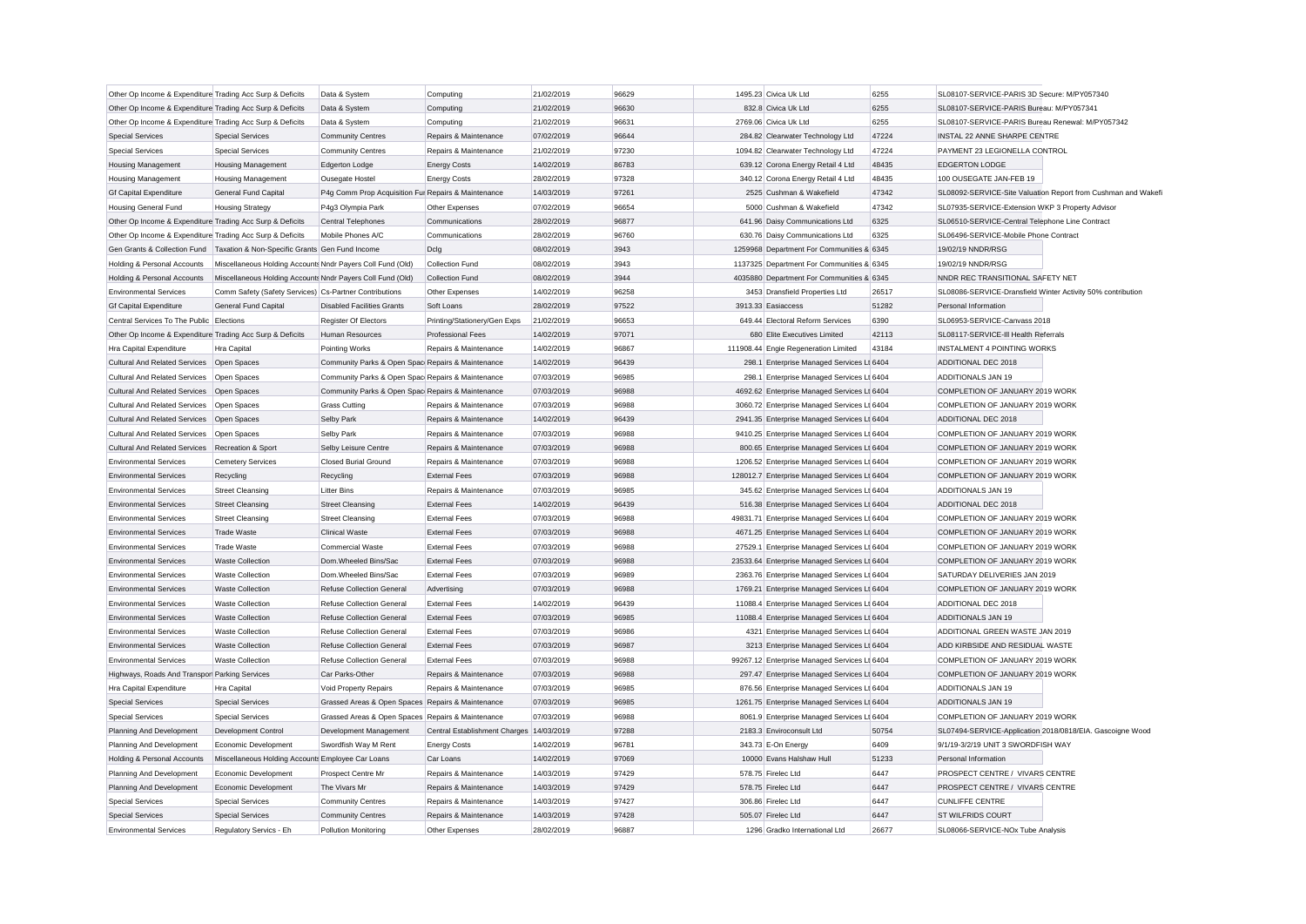| Other Op Income & Expenditure | Trading Acc Surp & Deficits | Data & System | Computing | 21/02/2019 | 96629 | 1495.23 | Civica Uk Ltd | 6255 | SL08107-SERVICE-PARIS 3D Secure: M/PY057340 |
|---|---|---|---|---|---|---|---|---|---|
| Other Op Income & Expenditure | Trading Acc Surp & Deficits | Data & System | Computing | 21/02/2019 | 96630 | 832.8 | Civica Uk Ltd | 6255 | SL08107-SERVICE-PARIS Bureau: M/PY057341 |
| Other Op Income & Expenditure | Trading Acc Surp & Deficits | Data & System | Computing | 21/02/2019 | 96631 | 2769.06 | Civica Uk Ltd | 6255 | SL08107-SERVICE-PARIS Bureau Renewal: M/PY057342 |
| Special Services | Special Services | Community Centres | Repairs & Maintenance | 07/02/2019 | 96644 | 284.82 | Clearwater Technology Ltd | 47224 | INSTAL 22 ANNE SHARPE CENTRE |
| Special Services | Special Services | Community Centres | Repairs & Maintenance | 21/02/2019 | 97230 | 1094.82 | Clearwater Technology Ltd | 47224 | PAYMENT 23 LEGIONELLA CONTROL |
| Housing Management | Housing Management | Edgerton Lodge | Energy Costs | 14/02/2019 | 86783 | 639.12 | Corona Energy Retail 4 Ltd | 48435 | EDGERTON LODGE |
| Housing Management | Housing Management | Ousegate Hostel | Energy Costs | 28/02/2019 | 97328 | 340.12 | Corona Energy Retail 4 Ltd | 48435 | 100 OUSEGATE JAN-FEB 19 |
| Gf Capital Expenditure | General Fund Capital | P4g Comm Prop Acquisition Fur | Repairs & Maintenance | 14/03/2019 | 97261 | 2525 | Cushman & Wakefield | 47342 | SL08092-SERVICE-Site Valuation Report from Cushman and Wakefi |
| Housing General Fund | Housing Strategy | P4g3 Olympia Park | Other Expenses | 07/02/2019 | 96654 | 5000 | Cushman & Wakefield | 47342 | SL07935-SERVICE-Extension WKP 3 Property Advisor |
| Other Op Income & Expenditure | Trading Acc Surp & Deficits | Central Telephones | Communications | 28/02/2019 | 96877 | 641.96 | Daisy Communications Ltd | 6325 | SL06510-SERVICE-Central Telephone Line Contract |
| Other Op Income & Expenditure | Trading Acc Surp & Deficits | Mobile Phones A/C | Communications | 28/02/2019 | 96760 | 630.76 | Daisy Communications Ltd | 6325 | SL06496-SERVICE-Mobile Phone Contract |
| Gen Grants & Collection Fund | Taxation & Non-Specific Grants | Gen Fund Income | Dclg | 08/02/2019 | 3943 | 1259968 | Department For Communities & | 6345 | 19/02/19 NNDR/RSG |
| Holding & Personal Accounts | Miscellaneous Holding Accounts | Nndr Payers Coll Fund (Old) | Collection Fund | 08/02/2019 | 3943 | 1137325 | Department For Communities & | 6345 | 19/02/19 NNDR/RSG |
| Holding & Personal Accounts | Miscellaneous Holding Accounts | Nndr Payers Coll Fund (Old) | Collection Fund | 08/02/2019 | 3944 | 4035880 | Department For Communities & | 6345 | NNDR REC TRANSITIONAL SAFETY NET |
| Environmental Services | Comm Safety (Safety Services) | Cs-Partner Contributions | Other Expenses | 14/02/2019 | 96258 | 3453 | Dransfield Properties Ltd | 26517 | SL08086-SERVICE-Dransfield Winter Activity 50% contribution |
| Gf Capital Expenditure | General Fund Capital | Disabled Facilities Grants | Soft Loans | 28/02/2019 | 97522 | 3913.33 | Easiaccess | 51282 | Personal Information |
| Central Services To The Public | Elections | Register Of Electors | Printing/Stationery/Gen Exps | 21/02/2019 | 96653 | 649.44 | Electoral Reform Services | 6390 | SL06953-SERVICE-Canvass 2018 |
| Other Op Income & Expenditure | Trading Acc Surp & Deficits | Human Resources | Professional Fees | 14/02/2019 | 97071 | 680 | Elite Executives Limited | 42113 | SL08117-SERVICE-Ill Health Referrals |
| Hra Capital Expenditure | Hra Capital | Pointing Works | Repairs & Maintenance | 14/02/2019 | 96867 | 111908.44 | Engie Regeneration Limited | 43184 | INSTALMENT 4 POINTING WORKS |
| Cultural And Related Services | Open Spaces | Community Parks & Open Spac | Repairs & Maintenance | 14/02/2019 | 96439 | 298.1 | Enterprise Managed Services Lt | 6404 | ADDITIONAL DEC 2018 |
| Cultural And Related Services | Open Spaces | Community Parks & Open Spac | Repairs & Maintenance | 07/03/2019 | 96985 | 298.1 | Enterprise Managed Services Lt | 6404 | ADDITIONALS JAN 19 |
| Cultural And Related Services | Open Spaces | Community Parks & Open Spac | Repairs & Maintenance | 07/03/2019 | 96988 | 4692.62 | Enterprise Managed Services Lt | 6404 | COMPLETION OF JANUARY 2019 WORK |
| Cultural And Related Services | Open Spaces | Grass Cutting | Repairs & Maintenance | 07/03/2019 | 96988 | 3060.72 | Enterprise Managed Services Lt | 6404 | COMPLETION OF JANUARY 2019 WORK |
| Cultural And Related Services | Open Spaces | Selby Park | Repairs & Maintenance | 14/02/2019 | 96439 | 2941.35 | Enterprise Managed Services Lt | 6404 | ADDITIONAL DEC 2018 |
| Cultural And Related Services | Open Spaces | Selby Park | Repairs & Maintenance | 07/03/2019 | 96988 | 9410.25 | Enterprise Managed Services Lt | 6404 | COMPLETION OF JANUARY 2019 WORK |
| Cultural And Related Services | Recreation & Sport | Selby Leisure Centre | Repairs & Maintenance | 07/03/2019 | 96988 | 800.65 | Enterprise Managed Services Lt | 6404 | COMPLETION OF JANUARY 2019 WORK |
| Environmental Services | Cemetery Services | Closed Burial Ground | Repairs & Maintenance | 07/03/2019 | 96988 | 1206.52 | Enterprise Managed Services Lt | 6404 | COMPLETION OF JANUARY 2019 WORK |
| Environmental Services | Recycling | Recycling | External Fees | 07/03/2019 | 96988 | 128012.7 | Enterprise Managed Services Lt | 6404 | COMPLETION OF JANUARY 2019 WORK |
| Environmental Services | Street Cleansing | Litter Bins | Repairs & Maintenance | 07/03/2019 | 96985 | 345.62 | Enterprise Managed Services Lt | 6404 | ADDITIONALS JAN 19 |
| Environmental Services | Street Cleansing | Street Cleansing | External Fees | 14/02/2019 | 96439 | 516.38 | Enterprise Managed Services Lt | 6404 | ADDITIONAL DEC 2018 |
| Environmental Services | Street Cleansing | Street Cleansing | External Fees | 07/03/2019 | 96988 | 49831.71 | Enterprise Managed Services Lt | 6404 | COMPLETION OF JANUARY 2019 WORK |
| Environmental Services | Trade Waste | Clinical Waste | External Fees | 07/03/2019 | 96988 | 4671.25 | Enterprise Managed Services Lt | 6404 | COMPLETION OF JANUARY 2019 WORK |
| Environmental Services | Trade Waste | Commercial Waste | External Fees | 07/03/2019 | 96988 | 27529.1 | Enterprise Managed Services Lt | 6404 | COMPLETION OF JANUARY 2019 WORK |
| Environmental Services | Waste Collection | Dom.Wheeled Bins/Sac | External Fees | 07/03/2019 | 96988 | 23533.64 | Enterprise Managed Services Lt | 6404 | COMPLETION OF JANUARY 2019 WORK |
| Environmental Services | Waste Collection | Dom.Wheeled Bins/Sac | External Fees | 07/03/2019 | 96989 | 2363.76 | Enterprise Managed Services Lt | 6404 | SATURDAY DELIVERIES JAN 2019 |
| Environmental Services | Waste Collection | Refuse Collection General | Advertising | 07/03/2019 | 96988 | 1769.21 | Enterprise Managed Services Lt | 6404 | COMPLETION OF JANUARY 2019 WORK |
| Environmental Services | Waste Collection | Refuse Collection General | External Fees | 14/02/2019 | 96439 | 11088.4 | Enterprise Managed Services Lt | 6404 | ADDITIONAL DEC 2018 |
| Environmental Services | Waste Collection | Refuse Collection General | External Fees | 07/03/2019 | 96985 | 11088.4 | Enterprise Managed Services Lt | 6404 | ADDITIONALS JAN 19 |
| Environmental Services | Waste Collection | Refuse Collection General | External Fees | 07/03/2019 | 96986 | 4321 | Enterprise Managed Services Lt | 6404 | ADDITIONAL GREEN WASTE JAN 2019 |
| Environmental Services | Waste Collection | Refuse Collection General | External Fees | 07/03/2019 | 96987 | 3213 | Enterprise Managed Services Lt | 6404 | ADD KIRBSIDE AND RESIDUAL WASTE |
| Environmental Services | Waste Collection | Refuse Collection General | External Fees | 07/03/2019 | 96988 | 99267.12 | Enterprise Managed Services Lt | 6404 | COMPLETION OF JANUARY 2019 WORK |
| Highways, Roads And Transport | Parking Services | Car Parks-Other | Repairs & Maintenance | 07/03/2019 | 96988 | 297.47 | Enterprise Managed Services Lt | 6404 | COMPLETION OF JANUARY 2019 WORK |
| Hra Capital Expenditure | Hra Capital | Void Property Repairs | Repairs & Maintenance | 07/03/2019 | 96985 | 876.56 | Enterprise Managed Services Lt | 6404 | ADDITIONALS JAN 19 |
| Special Services | Special Services | Grassed Areas & Open Spaces | Repairs & Maintenance | 07/03/2019 | 96985 | 1261.75 | Enterprise Managed Services Lt | 6404 | ADDITIONALS JAN 19 |
| Special Services | Special Services | Grassed Areas & Open Spaces | Repairs & Maintenance | 07/03/2019 | 96988 | 8061.9 | Enterprise Managed Services Lt | 6404 | COMPLETION OF JANUARY 2019 WORK |
| Planning And Development | Development Control | Development Management | Central Establishment Charges | 14/03/2019 | 97288 | 2183.3 | Enviroconsult Ltd | 50754 | SL07494-SERVICE-Application 2018/0818/EIA. Gascoigne Wood |
| Planning And Development | Economic Development | Swordfish Way M Rent | Energy Costs | 14/02/2019 | 96781 | 343.73 | E-On Energy | 6409 | 9/1/19-3/2/19 UNIT 3 SWORDFISH WAY |
| Holding & Personal Accounts | Miscellaneous Holding Accounts | Employee Car Loans | Car Loans | 14/02/2019 | 97069 | 10000 | Evans Halshaw Hull | 51233 | Personal Information |
| Planning And Development | Economic Development | Prospect Centre Mr | Repairs & Maintenance | 14/03/2019 | 97429 | 578.75 | Firelec Ltd | 6447 | PROSPECT CENTRE / VIVARS CENTRE |
| Planning And Development | Economic Development | The Vivars Mr | Repairs & Maintenance | 14/03/2019 | 97429 | 578.75 | Firelec Ltd | 6447 | PROSPECT CENTRE / VIVARS CENTRE |
| Special Services | Special Services | Community Centres | Repairs & Maintenance | 14/03/2019 | 97427 | 306.86 | Firelec Ltd | 6447 | CUNLIFFE CENTRE |
| Special Services | Special Services | Community Centres | Repairs & Maintenance | 14/03/2019 | 97428 | 505.07 | Firelec Ltd | 6447 | ST WILFRIDS COURT |
| Environmental Services | Regulatory Servics - Eh | Pollution Monitoring | Other Expenses | 28/02/2019 | 96887 | 1296 | Gradko International Ltd | 26677 | SL08066-SERVICE-NOx Tube Analysis |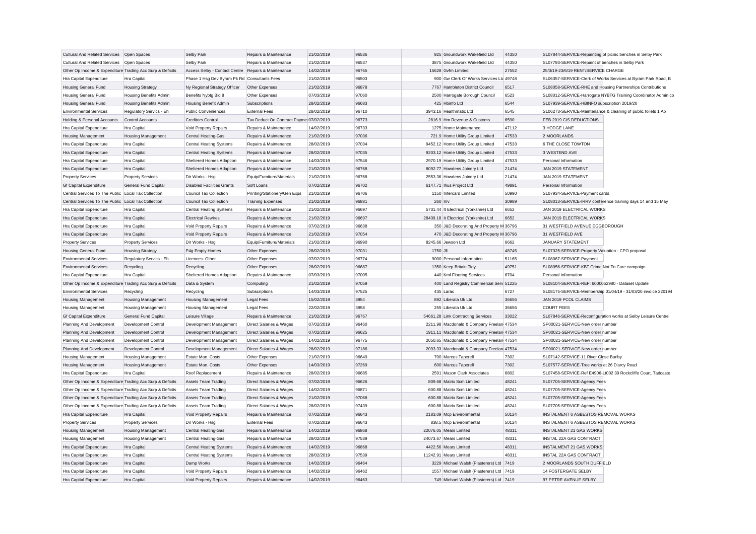| | | | | | | | | | |
|---|---|---|---|---|---|---|---|---|---|
| Cultural And Related Services | Open Spaces | Selby Park | Repairs & Maintenance | 21/02/2019 | 96536 | 925 | Groundwork Wakefield Ltd | 44350 | SL07844-SERVICE-Repainting of picnic benches in Selby Park |
| Cultural And Related Services | Open Spaces | Selby Park | Repairs & Maintenance | 21/02/2019 | 96537 | 3875 | Groundwork Wakefield Ltd | 44350 | SL07793-SERVICE-Repaint of benches in Selby Park |
| Other Op Income & Expenditure | Trading Acc Surp & Deficits | Access Selby - Contact Centre | Repairs & Maintenance | 14/02/2019 | 96765 | 15628 | Gvfm Limited | 27552 | 25/3/19-23/6/19 RENT/SERVICE CHARGE |
| Hra Capital Expenditure | Hra Capital | Phase 1 Hsg Dev Byram Pk Rd | Consultants Fees | 21/02/2019 | 96503 | 900 | Gw Clerk Of Works Services Ltd | 49748 | SL06357-SERVICE-Clerk of Works Services at Byram Park Road, B |
| Housing General Fund | Housing Strategy | Ny Regional Strategy Officer | Other Expenses | 21/02/2019 | 96878 | 7767 | Hambleton District Council | 6517 | SL08058-SERVICE-RHE and Housing Partnerships Contributions |
| Housing General Fund | Housing Benefits Admin | Benefits Nybtg Bid 8 | Other Expenses | 07/03/2019 | 97060 | 2500 | Harrogate Borough Council | 6523 | SL08012-SERVICE-Harrogate NYBTG Training Coordinator Admin co |
| Housing General Fund | Housing Benefits Admin | Housing Benefit Admin | Subscriptions | 28/02/2019 | 96683 | 425 | Hbinfo Ltd | 6544 | SL07939-SERVICE-HBINFO subscription 2019/20 |
| Environmental Services | Regulatory Servics - Eh | Public Conveniences | External Fees | 28/02/2019 | 96710 | 3943.16 | Healthmatic Ltd | 6545 | SL06273-SERVICE-Maintenance & cleaning of public toilets 1 Ap |
| Holding & Personal Accounts | Control Accounts | Creditors Control | Tax Deduct On Contract Payme | 07/02/2019 | 96773 | 2816.9 | Hm Revenue & Customs | 6590 | FEB 2019 CIS DEDUCTIONS |
| Hra Capital Expenditure | Hra Capital | Void Property Repairs | Repairs & Maintenance | 14/02/2019 | 96733 | 1275 | Home Maintenance | 47112 | 3 HODGE LANE |
| Housing Management | Housing Management | Central Heating-Gas | Repairs & Maintenance | 21/02/2019 | 97036 | 721.9 | Home Utility Group Limited | 47533 | 2 MOORLANDS |
| Hra Capital Expenditure | Hra Capital | Central Heating Systems | Repairs & Maintenance | 28/02/2019 | 97034 | 9452.12 | Home Utility Group Limited | 47533 | 6 THE CLOSE TOWTON |
| Hra Capital Expenditure | Hra Capital | Central Heating Systems | Repairs & Maintenance | 28/02/2019 | 97035 | 9203.12 | Home Utility Group Limited | 47533 | 3 WESTEND AVE |
| Hra Capital Expenditure | Hra Capital | Sheltered Homes Adaption | Repairs & Maintenance | 14/03/2019 | 97546 | 2970.19 | Home Utility Group Limited | 47533 | Personal Information |
| Hra Capital Expenditure | Hra Capital | Sheltered Homes Adaption | Repairs & Maintenance | 21/02/2019 | 96768 | 8092.77 | Howdens Joinery Ltd | 21474 | JAN 2019 STATEMENT |
| Property Services | Property Services | Dir Works - Hsg | Equip/Furniture/Materials | 21/02/2019 | 96768 | 2553.36 | Howdens Joinery Ltd | 21474 | JAN 2019 STATEMENT |
| Gf Capital Expenditure | General Fund Capital | Disabled Facilities Grants | Soft Loans | 07/02/2019 | 96702 | 6147.71 | Ihus Project Ltd | 49891 | Personal Information |
| Central Services To The Public | Local Tax Collection | Council Tax Collection | Printing/Stationery/Gen Exps | 21/02/2019 | 96706 | 1150 | Intercard Limited | 50990 | SL07934-SERVICE-Payment cards |
| Central Services To The Public | Local Tax Collection | Council Tax Collection | Training Expenses | 21/02/2019 | 96881 | 260 | Irrv | 30989 | SL08013-SERVICE-IRRV conference training days 14 and 15 May |
| Hra Capital Expenditure | Hra Capital | Central Heating Systems | Repairs & Maintenance | 21/02/2019 | 96697 | 5731.44 | It Electrical (Yorkshire) Ltd | 6652 | JAN 2019 ELECTRICAL WORKS |
| Hra Capital Expenditure | Hra Capital | Electrical Rewires | Repairs & Maintenance | 21/02/2019 | 96697 | 28439.18 | It Electrical (Yorkshire) Ltd | 6652 | JAN 2019 ELECTRICAL WORKS |
| Hra Capital Expenditure | Hra Capital | Void Property Repairs | Repairs & Maintenance | 07/02/2019 | 96638 | 350 | J&D Decorating And Property M | 36796 | 31 WESTFIELD AVENUE EGGBOROUGH |
| Hra Capital Expenditure | Hra Capital | Void Property Repairs | Repairs & Maintenance | 21/02/2019 | 97054 | 470 | J&D Decorating And Property M | 36796 | 31 WESTFIELD AVE |
| Property Services | Property Services | Dir Works - Hsg | Equip/Furniture/Materials | 21/02/2019 | 96990 | 8245.66 | Jewson Ltd | 6662 | JANUARY STATEMENT |
| Housing General Fund | Housing Strategy | P4g Empty Homes | Other Expenses | 28/02/2019 | 97031 | 1750 | Jll | 48745 | SL07325-SERVICE-Property Valuation - CPO proposal |
| Environmental Services | Regulatory Servics - Eh | Licences- Other | Other Expenses | 07/02/2019 | 96774 | 9000 | Personal Information | 51165 | SL08067-SERVICE-Payment |
| Environmental Services | Recycling | Recycling | Other Expenses | 28/02/2019 | 96687 | 1350 | Keep Britain Tidy | 49751 | SL08056-SERVICE-KBT Crime Not To Care campaign |
| Hra Capital Expenditure | Hra Capital | Sheltered Homes Adaption | Repairs & Maintenance | 07/03/2019 | 97005 | 440 | Kml Flooring Services | 6704 | Personal Information |
| Other Op Income & Expenditure | Trading Acc Surp & Deficits | Data & System | Computing | 21/02/2019 | 97059 | 400 | Land Registry Commercial Serv | 51225 | SL08104-SERVICE-REF: 6000052980 - Dataset Update |
| Environmental Services | Recycling | Recycling | Subscriptions | 14/03/2019 | 97525 | 435 | Larac | 6727 | SL08175-SERVICE-Membership 01/04/19 - 31/03/20 invoice 220194 |
| Housing Management | Housing Management | Housing Management | Legal Fees | 15/02/2019 | 3954 | 892 | Liberata Uk Ltd | 36656 | JAN 2019 PCOL CLAIMS |
| Housing Management | Housing Management | Housing Management | Legal Fees | 22/02/2019 | 3958 | 255 | Liberata Uk Ltd | 36656 | COURT FEES |
| Gf Capital Expenditure | General Fund Capital | Leisure Village | Repairs & Maintenance | 21/02/2019 | 96767 | 54661.28 | Link Contracting Services | 33022 | SL07846-SERVICE-Reconfiguration works at Selby Leisure Centre |
| Planning And Development | Development Control | Development Management | Direct Salaries & Wages | 07/02/2019 | 96460 | 2211.98 | Macdonald & Company Freelan | 47534 | SP00021-SERVICE-New order number |
| Planning And Development | Development Control | Development Management | Direct Salaries & Wages | 07/02/2019 | 96625 | 1911.11 | Macdonald & Company Freelan | 47534 | SP00021-SERVICE-New order number |
| Planning And Development | Development Control | Development Management | Direct Salaries & Wages | 14/02/2019 | 96775 | 2050.65 | Macdonald & Company Freelan | 47534 | SP00021-SERVICE-New order number |
| Planning And Development | Development Control | Development Management | Direct Salaries & Wages | 28/02/2019 | 97186 | 2093.33 | Macdonald & Company Freelan | 47534 | SP00021-SERVICE-New order number |
| Housing Management | Housing Management | Estate Man. Costs | Other Expenses | 21/02/2019 | 96649 | 700 | Marcus Taperell | 7302 | SL07142-SERVICE-11 River Close Barlby |
| Housing Management | Housing Management | Estate Man. Costs | Other Expenses | 14/03/2019 | 97269 | 600 | Marcus Taperell | 7302 | SL07577-SERVICE-Tree works at 26 D'arcy Road |
| Hra Capital Expenditure | Hra Capital | Roof Replacement | Repairs & Maintenance | 28/02/2019 | 96685 | 2591 | Mason Clark Associates | 6802 | SL07458-SERVICE-Ref E4906-Lt002 39 Rockcliffe Court, Tadcaste |
| Other Op Income & Expenditure | Trading Acc Surp & Deficits | Assets Team Trading | Direct Salaries & Wages | 07/02/2019 | 96626 | 809.68 | Matrix Scm Limited | 48241 | SL07705-SERVICE-Agency Fees |
| Other Op Income & Expenditure | Trading Acc Surp & Deficits | Assets Team Trading | Direct Salaries & Wages | 14/02/2019 | 96871 | 600.88 | Matrix Scm Limited | 48241 | SL07705-SERVICE-Agency Fees |
| Other Op Income & Expenditure | Trading Acc Surp & Deficits | Assets Team Trading | Direct Salaries & Wages | 21/02/2019 | 97068 | 600.88 | Matrix Scm Limited | 48241 | SL07705-SERVICE-Agency Fees |
| Other Op Income & Expenditure | Trading Acc Surp & Deficits | Assets Team Trading | Direct Salaries & Wages | 28/02/2019 | 97439 | 600.88 | Matrix Scm Limited | 48241 | SL07705-SERVICE-Agency Fees |
| Hra Capital Expenditure | Hra Capital | Void Property Repairs | Repairs & Maintenance | 07/02/2019 | 96643 | 2183.09 | Mcp Environmental | 50124 | INSTALMENT 6 ASBESTOS REMOVAL WORKS |
| Property Services | Property Services | Dir Works - Hsg | External Fees | 07/02/2019 | 96643 | 838.5 | Mcp Environmental | 50124 | INSTALMENT 6 ASBESTOS REMOVAL WORKS |
| Housing Management | Housing Management | Central Heating-Gas | Repairs & Maintenance | 14/02/2019 | 96868 | 22076.05 | Mears Limited | 48311 | INSTALMENT 21 GAS WORKS |
| Housing Management | Housing Management | Central Heating-Gas | Repairs & Maintenance | 28/02/2019 | 97539 | 24073.67 | Mears Limited | 48311 | INSTAL 22A GAS CONTRACT |
| Hra Capital Expenditure | Hra Capital | Central Heating Systems | Repairs & Maintenance | 14/02/2019 | 96868 | 4422.56 | Mears Limited | 48311 | INSTALMENT 21 GAS WORKS |
| Hra Capital Expenditure | Hra Capital | Central Heating Systems | Repairs & Maintenance | 28/02/2019 | 97539 | 11242.91 | Mears Limited | 48311 | INSTAL 22A GAS CONTRACT |
| Hra Capital Expenditure | Hra Capital | Damp Works | Repairs & Maintenance | 14/02/2019 | 96464 | 3229 | Michael Walsh (Plasterers) Ltd | 7419 | 2 MOORLANDS SOUTH DUFFIELD |
| Hra Capital Expenditure | Hra Capital | Void Property Repairs | Repairs & Maintenance | 14/02/2019 | 96462 | 1557 | Michael Walsh (Plasterers) Ltd | 7419 | 14 FOSTERGATE SELBY |
| Hra Capital Expenditure | Hra Capital | Void Property Repairs | Repairs & Maintenance | 14/02/2019 | 96463 | 749 | Michael Walsh (Plasterers) Ltd | 7419 | 97 PETRE AVENUE SELBY |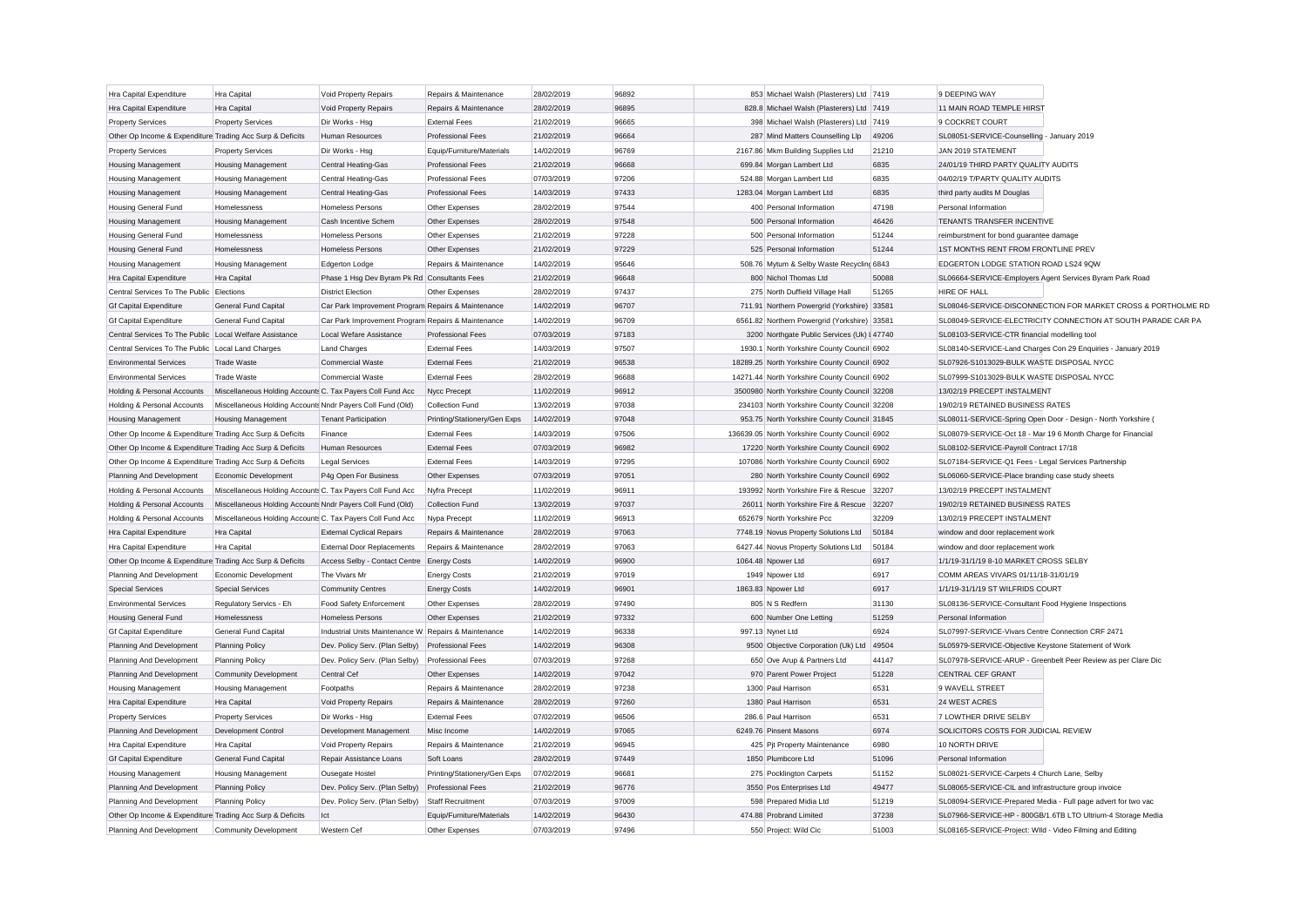| Hra Capital Expenditure | Hra Capital | Void Property Repairs | Repairs & Maintenance | 28/02/2019 | 96892 | 853 | Michael Walsh (Plasterers) Ltd | 7419 | 9 DEEPING WAY |
|---|---|---|---|---|---|---|---|---|---|
| Hra Capital Expenditure | Hra Capital | Void Property Repairs | Repairs & Maintenance | 28/02/2019 | 96895 | 828.8 | Michael Walsh (Plasterers) Ltd | 7419 | 11 MAIN ROAD TEMPLE HIRST |
| Property Services | Property Services | Dir Works - Hsg | External Fees | 21/02/2019 | 96665 | 398 | Michael Walsh (Plasterers) Ltd | 7419 | 9 COCKRET COURT |
| Other Op Income & Expenditure | Trading Acc Surp & Deficits | Human Resources | Professional Fees | 21/02/2019 | 96664 | 287 | Mind Matters Counselling Llp | 49206 | SL08051-SERVICE-Counselling - January 2019 |
| Property Services | Property Services | Dir Works - Hsg | Equip/Furniture/Materials | 14/02/2019 | 96769 | 2167.86 | Mkm Building Supplies Ltd | 21210 | JAN 2019 STATEMENT |
| Housing Management | Housing Management | Central Heating-Gas | Professional Fees | 21/02/2019 | 96668 | 699.84 | Morgan Lambert Ltd | 6835 | 24/01/19 THIRD PARTY QUALITY AUDITS |
| Housing Management | Housing Management | Central Heating-Gas | Professional Fees | 07/03/2019 | 97206 | 524.88 | Morgan Lambert Ltd | 6835 | 04/02/19 T/PARTY QUALITY AUDITS |
| Housing Management | Housing Management | Central Heating-Gas | Professional Fees | 14/03/2019 | 97433 | 1283.04 | Morgan Lambert Ltd | 6835 | third party audits M Douglas |
| Housing General Fund | Homelessness | Homeless Persons | Other Expenses | 28/02/2019 | 97544 | 400 | Personal Information | 47198 | Personal Information |
| Housing Management | Housing Management | Cash Incentive Schem | Other Expenses | 28/02/2019 | 97548 | 500 | Personal Information | 46426 | TENANTS TRANSFER INCENTIVE |
| Housing General Fund | Homelessness | Homeless Persons | Other Expenses | 21/02/2019 | 97228 | 500 | Personal Information | 51244 | reimburstment for bond guarantee damage |
| Housing General Fund | Homelessness | Homeless Persons | Other Expenses | 21/02/2019 | 97229 | 525 | Personal Information | 51244 | 1ST MONTHS RENT FROM FRONTLINE PREV |
| Housing Management | Housing Management | Edgerton Lodge | Repairs & Maintenance | 14/02/2019 | 95646 | 508.76 | Mytum & Selby Waste Recycling | 6843 | EDGERTON LODGE STATION ROAD LS24 9QW |
| Hra Capital Expenditure | Hra Capital | Phase 1 Hsg Dev Byram Pk Rd | Consultants Fees | 21/02/2019 | 96648 | 800 | Nichol Thomas Ltd | 50088 | SL06664-SERVICE-Employers Agent Services Byram Park Road |
| Central Services To The Public | Elections | District Election | Other Expenses | 28/02/2019 | 97437 | 275 | North Duffield Village Hall | 51265 | HIRE OF HALL |
| Gf Capital Expenditure | General Fund Capital | Car Park Improvement Program | Repairs & Maintenance | 14/02/2019 | 96707 | 711.91 | Northern Powergrid (Yorkshire) | 33581 | SL08046-SERVICE-DISCONNECTION FOR MARKET CROSS & PORTHOLME RD |
| Gf Capital Expenditure | General Fund Capital | Car Park Improvement Program | Repairs & Maintenance | 14/02/2019 | 96709 | 6561.82 | Northern Powergrid (Yorkshire) | 33581 | SL08049-SERVICE-ELECTRICITY CONNECTION AT SOUTH PARADE CAR PA |
| Central Services To The Public | Local Welfare Assistance | Local Wefare Assistance | Professional Fees | 07/03/2019 | 97183 | 3200 | Northgate Public Services (Uk) L | 47740 | SL08103-SERVICE-CTR financial modelling tool |
| Central Services To The Public | Local Land Charges | Land Charges | External Fees | 14/03/2019 | 97507 | 1930.1 | North Yorkshire County Council | 6902 | SL08140-SERVICE-Land Charges Con 29 Enquiries - January 2019 |
| Environmental Services | Trade Waste | Commercial Waste | External Fees | 21/02/2019 | 96538 | 18289.25 | North Yorkshire County Council | 6902 | SL07926-S1013029-BULK WASTE DISPOSAL NYCC |
| Environmental Services | Trade Waste | Commercial Waste | External Fees | 28/02/2019 | 96688 | 14271.44 | North Yorkshire County Council | 6902 | SL07999-S1013029-BULK WASTE DISPOSAL NYCC |
| Holding & Personal Accounts | Miscellaneous Holding Accounts | C. Tax Payers Coll Fund Acc | Nycc Precept | 11/02/2019 | 96912 | 3500980 | North Yorkshire County Council | 32208 | 13/02/19 PRECEPT INSTALMENT |
| Holding & Personal Accounts | Miscellaneous Holding Accounts | Nndr Payers Coll Fund (Old) | Collection Fund | 13/02/2019 | 97038 | 234103 | North Yorkshire County Council | 32208 | 19/02/19 RETAINED BUSINESS RATES |
| Housing Management | Housing Management | Tenant Participation | Printing/Stationery/Gen Exps | 14/02/2019 | 97048 | 953.75 | North Yorkshire County Council | 31845 | SL08011-SERVICE-Spring Open Door - Design - North Yorkshire ( |
| Other Op Income & Expenditure | Trading Acc Surp & Deficits | Finance | External Fees | 14/03/2019 | 97506 | 136639.05 | North Yorkshire County Council | 6902 | SL08079-SERVICE-Oct 18 - Mar 19 6 Month Charge for Financial |
| Other Op Income & Expenditure | Trading Acc Surp & Deficits | Human Resources | External Fees | 07/03/2019 | 96982 | 17220 | North Yorkshire County Council | 6902 | SL08102-SERVICE-Payroll Contract 17/18 |
| Other Op Income & Expenditure | Trading Acc Surp & Deficits | Legal Services | External Fees | 14/03/2019 | 97295 | 107086 | North Yorkshire County Council | 6902 | SL07184-SERVICE-Q1 Fees - Legal Services Partnership |
| Planning And Development | Economic Development | P4g Open For Business | Other Expenses | 07/03/2019 | 97051 | 280 | North Yorkshire County Council | 6902 | SL06060-SERVICE-Place branding case study sheets |
| Holding & Personal Accounts | Miscellaneous Holding Accounts | C. Tax Payers Coll Fund Acc | Nyfra Precept | 11/02/2019 | 96911 | 193992 | North Yorkshire Fire & Rescue | 32207 | 13/02/19 PRECEPT INSTALMENT |
| Holding & Personal Accounts | Miscellaneous Holding Accounts | Nndr Payers Coll Fund (Old) | Collection Fund | 13/02/2019 | 97037 | 26011 | North Yorkshire Fire & Rescue | 32207 | 19/02/19 RETAINED BUSINESS RATES |
| Holding & Personal Accounts | Miscellaneous Holding Accounts | C. Tax Payers Coll Fund Acc | Nypa Precept | 11/02/2019 | 96913 | 652679 | North Yorkshire Pcc | 32209 | 13/02/19 PRECEPT INSTALMENT |
| Hra Capital Expenditure | Hra Capital | External Cyclical Repairs | Repairs & Maintenance | 28/02/2019 | 97063 | 7748.19 | Novus Property Solutions Ltd | 50184 | window and door replacement work |
| Hra Capital Expenditure | Hra Capital | External Door Replacements | Repairs & Maintenance | 28/02/2019 | 97063 | 6427.44 | Novus Property Solutions Ltd | 50184 | window and door replacement work |
| Other Op Income & Expenditure | Trading Acc Surp & Deficits | Access Selby - Contact Centre | Energy Costs | 14/02/2019 | 96900 | 1064.48 | Npower Ltd | 6917 | 1/1/19-31/1/19 8-10 MARKET CROSS SELBY |
| Planning And Development | Economic Development | The Vivars Mr | Energy Costs | 21/02/2019 | 97019 | 1949 | Npower Ltd | 6917 | COMM AREAS VIVARS 01/11/18-31/01/19 |
| Special Services | Special Services | Community Centres | Energy Costs | 14/02/2019 | 96901 | 1863.83 | Npower Ltd | 6917 | 1/1/19-31/1/19 ST WILFRIDS COURT |
| Environmental Services | Regulatory Servics - Eh | Food Safety Enforcement | Other Expenses | 28/02/2019 | 97490 | 805 | N S Redfern | 31130 | SL08136-SERVICE-Consultant Food Hygiene Inspections |
| Housing General Fund | Homelessness | Homeless Persons | Other Expenses | 21/02/2019 | 97332 | 600 | Number One Letting | 51259 | Personal Information |
| Gf Capital Expenditure | General Fund Capital | Industrial Units Maintenance W | Repairs & Maintenance | 14/02/2019 | 96338 | 997.13 | Nynet Ltd | 6924 | SL07997-SERVICE-Vivars Centre Connection CRF 2471 |
| Planning And Development | Planning Policy | Dev. Policy Serv. (Plan Selby) | Professional Fees | 14/02/2019 | 96308 | 9500 | Objective Corporation (Uk) Ltd | 49504 | SL05979-SERVICE-Objective Keystone Statement of Work |
| Planning And Development | Planning Policy | Dev. Policy Serv. (Plan Selby) | Professional Fees | 07/03/2019 | 97268 | 650 | Ove Arup & Partners Ltd | 44147 | SL07978-SERVICE-ARUP - Greenbelt Peer Review as per Clare Dic |
| Planning And Development | Community Development | Central Cef | Other Expenses | 14/02/2019 | 97042 | 970 | Parent Power Project | 51228 | CENTRAL CEF GRANT |
| Housing Management | Housing Management | Footpaths | Repairs & Maintenance | 28/02/2019 | 97238 | 1300 | Paul Harrison | 6531 | 9 WAVELL STREET |
| Hra Capital Expenditure | Hra Capital | Void Property Repairs | Repairs & Maintenance | 28/02/2019 | 97260 | 1380 | Paul Harrison | 6531 | 24 WEST ACRES |
| Property Services | Property Services | Dir Works - Hsg | External Fees | 07/02/2019 | 96506 | 286.6 | Paul Harrison | 6531 | 7 LOWTHER DRIVE SELBY |
| Planning And Development | Development Control | Development Management | Misc Income | 14/02/2019 | 97065 | 6249.76 | Pinsent Masons | 6974 | SOLICITORS COSTS FOR JUDICIAL REVIEW |
| Hra Capital Expenditure | Hra Capital | Void Property Repairs | Repairs & Maintenance | 21/02/2019 | 96945 | 425 | Pjt Property Maintenance | 6980 | 10 NORTH DRIVE |
| Gf Capital Expenditure | General Fund Capital | Repair Assistance Loans | Soft Loans | 28/02/2019 | 97449 | 1850 | Plumbcore Ltd | 51096 | Personal Information |
| Housing Management | Housing Management | Ousegate Hostel | Printing/Stationery/Gen Exps | 07/02/2019 | 96681 | 275 | Pocklington Carpets | 51152 | SL08021-SERVICE-Carpets 4 Church Lane, Selby |
| Planning And Development | Planning Policy | Dev. Policy Serv. (Plan Selby) | Professional Fees | 21/02/2019 | 96776 | 3550 | Pos Enterprises Ltd | 49477 | SL08065-SERVICE-CIL and Infrastructure group invoice |
| Planning And Development | Planning Policy | Dev. Policy Serv. (Plan Selby) | Staff Recruitment | 07/03/2019 | 97009 | 598 | Prepared Midia Ltd | 51219 | SL08094-SERVICE-Prepared Media - Full page advert for two vac |
| Other Op Income & Expenditure | Trading Acc Surp & Deficits | Ict | Equip/Furniture/Materials | 14/02/2019 | 96430 | 474.88 | Probrand Limited | 37238 | SL07966-SERVICE-HP - 800GB/1.6TB LTO Ultrium-4 Storage Media |
| Planning And Development | Community Development | Western Cef | Other Expenses | 07/03/2019 | 97496 | 550 | Project: Wild Cic | 51003 | SL08165-SERVICE-Project: Wild - Video Filming and Editing |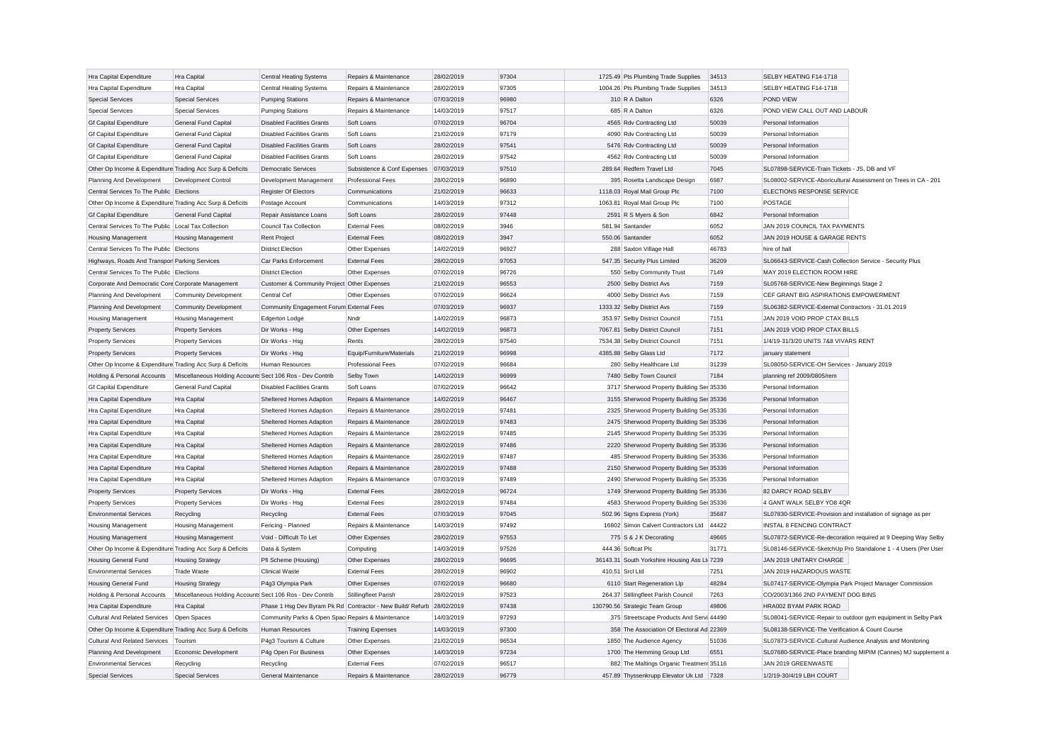| Hra Capital Expenditure | Hra Capital | Central Heating Systems | Repairs & Maintenance | 28/02/2019 | 97304 | 1725.49 | Pts Plumbing Trade Supplies | 34513 | SELBY HEATING F14-1718 |
|---|---|---|---|---|---|---|---|---|---|
| Hra Capital Expenditure | Hra Capital | Central Heating Systems | Repairs & Maintenance | 28/02/2019 | 97305 | 1004.26 | Pts Plumbing Trade Supplies | 34513 | SELBY HEATING F14-1718 |
| Special Services | Special Services | Pumping Stations | Repairs & Maintenance | 07/03/2019 | 96980 | 310 | R A Dalton | 6326 | POND VIEW |
| Special Services | Special Services | Pumping Stations | Repairs & Maintenance | 14/03/2019 | 97517 | 685 | R A Dalton | 6326 | POND VIEW CALL OUT AND LABOUR |
| Gf Capital Expenditure | General Fund Capital | Disabled Facilities Grants | Soft Loans | 07/02/2019 | 96704 | 4565 | Rdv Contracting Ltd | 50039 | Personal Information |
| Gf Capital Expenditure | General Fund Capital | Disabled Facilities Grants | Soft Loans | 21/02/2019 | 97179 | 4090 | Rdv Contracting Ltd | 50039 | Personal Information |
| Gf Capital Expenditure | General Fund Capital | Disabled Facilities Grants | Soft Loans | 28/02/2019 | 97541 | 5476 | Rdv Contracting Ltd | 50039 | Personal Information |
| Gf Capital Expenditure | General Fund Capital | Disabled Facilities Grants | Soft Loans | 28/02/2019 | 97542 | 4562 | Rdv Contracting Ltd | 50039 | Personal Information |
| Other Op Income & Expenditure | Trading Acc Surp & Deficits | Democratic Services | Subsistence & Conf Expenses | 07/03/2019 | 97510 | 289.64 | Redfern Travel Ltd | 7045 | SL07898-SERVICE-Train Tickets - JS, DB and VF |
| Planning And Development | Development Control | Development Management | Professional Fees | 28/02/2019 | 96890 | 395 | Rosetta Landscape Design | 6987 | SL08002-SERVICE-Aboricultural Assessment on Trees in CA - 201 |
| Central Services To The Public | Elections | Register Of Electors | Communications | 21/02/2019 | 96633 | 1118.03 | Royal Mail Group Plc | 7100 | ELECTIONS RESPONSE SERVICE |
| Other Op Income & Expenditure | Trading Acc Surp & Deficits | Postage Account | Communications | 14/03/2019 | 97312 | 1063.81 | Royal Mail Group Plc | 7100 | POSTAGE |
| Gf Capital Expenditure | General Fund Capital | Repair Assistance Loans | Soft Loans | 28/02/2019 | 97448 | 2591 | R S Myers & Son | 6842 | Personal Information |
| Central Services To The Public | Local Tax Collection | Council Tax Collection | External Fees | 08/02/2019 | 3946 | 581.94 | Santander | 6052 | JAN 2019 COUNCIL TAX PAYMENTS |
| Housing Management | Housing Management | Rent Project | External Fees | 08/02/2019 | 3947 | 550.06 | Santander | 6052 | JAN 2019 HOUSE & GARAGE RENTS |
| Central Services To The Public | Elections | District Election | Other Expenses | 14/02/2019 | 96927 | 288 | Saxton Village Hall | 46783 | hire of hall |
| Highways, Roads And Transport | Parking Services | Car Parks Enforcement | External Fees | 28/02/2019 | 97053 | 547.35 | Security Plus Limited | 36209 | SL06643-SERVICE-Cash Collection Service - Security Plus |
| Central Services To The Public | Elections | District Election | Other Expenses | 07/02/2019 | 96726 | 550 | Selby Community Trust | 7149 | MAY 2019 ELECTION ROOM HIRE |
| Corporate And Democratic Core | Corporate Management | Customer & Community Project | Other Expenses | 21/02/2019 | 96553 | 2500 | Selby District Avs | 7159 | SL05768-SERVICE-New Beginnings Stage 2 |
| Planning And Development | Community Development | Central Cef | Other Expenses | 07/02/2019 | 96624 | 4000 | Selby District Avs | 7159 | CEF GRANT BIG ASPIRATIONS EMPOWERMENT |
| Planning And Development | Community Development | Community Engagement Forum | External Fees | 07/03/2019 | 96937 | 1333.32 | Selby District Avs | 7159 | SL06382-SERVICE-External Contractors - 31.01.2019 |
| Housing Management | Housing Management | Edgerton Lodge | Nndr | 14/02/2019 | 96873 | 353.97 | Selby District Council | 7151 | JAN 2019 VOID PROP CTAX BILLS |
| Property Services | Property Services | Dir Works - Hsg | Other Expenses | 14/02/2019 | 96873 | 7067.81 | Selby District Council | 7151 | JAN 2019 VOID PROP CTAX BILLS |
| Property Services | Property Services | Dir Works - Hsg | Rents | 28/02/2019 | 97540 | 7534.38 | Selby District Council | 7151 | 1/4/19-31/3/20 UNITS 7&8 VIVARS RENT |
| Property Services | Property Services | Dir Works - Hsg | Equip/Furniture/Materials | 21/02/2019 | 96998 | 4385.88 | Selby Glass Ltd | 7172 | january statement |
| Other Op Income & Expenditure | Trading Acc Surp & Deficits | Human Resources | Professional Fees | 07/02/2019 | 96684 | 280 | Selby Healthcare Ltd | 31239 | SL08050-SERVICE-OH Services - January 2019 |
| Holding & Personal Accounts | Miscellaneous Holding Accounts | Sect 106 Ros - Dev Contrib | Selby Town | 14/02/2019 | 96999 | 7480 | Selby Town Council | 7184 | planning ref 2009/0805/rem |
| Gf Capital Expenditure | General Fund Capital | Disabled Facilities Grants | Soft Loans | 07/02/2019 | 96642 | 3717 | Sherwood Property Building Ser | 35336 | Personal Information |
| Hra Capital Expenditure | Hra Capital | Sheltered Homes Adaption | Repairs & Maintenance | 14/02/2019 | 96467 | 3155 | Sherwood Property Building Ser | 35336 | Personal Information |
| Hra Capital Expenditure | Hra Capital | Sheltered Homes Adaption | Repairs & Maintenance | 28/02/2019 | 97481 | 2325 | Sherwood Property Building Ser | 35336 | Personal Information |
| Hra Capital Expenditure | Hra Capital | Sheltered Homes Adaption | Repairs & Maintenance | 28/02/2019 | 97483 | 2475 | Sherwood Property Building Ser | 35336 | Personal Information |
| Hra Capital Expenditure | Hra Capital | Sheltered Homes Adaption | Repairs & Maintenance | 28/02/2019 | 97485 | 2145 | Sherwood Property Building Ser | 35336 | Personal Information |
| Hra Capital Expenditure | Hra Capital | Sheltered Homes Adaption | Repairs & Maintenance | 28/02/2019 | 97486 | 2220 | Sherwood Property Building Ser | 35336 | Personal Information |
| Hra Capital Expenditure | Hra Capital | Sheltered Homes Adaption | Repairs & Maintenance | 28/02/2019 | 97487 | 485 | Sherwood Property Building Ser | 35336 | Personal Information |
| Hra Capital Expenditure | Hra Capital | Sheltered Homes Adaption | Repairs & Maintenance | 28/02/2019 | 97488 | 2150 | Sherwood Property Building Ser | 35336 | Personal Information |
| Hra Capital Expenditure | Hra Capital | Sheltered Homes Adaption | Repairs & Maintenance | 07/03/2019 | 97489 | 2490 | Sherwood Property Building Ser | 35336 | Personal Information |
| Property Services | Property Services | Dir Works - Hsg | External Fees | 28/02/2019 | 96724 | 1749 | Sherwood Property Building Ser | 35336 | 82 DARCY ROAD SELBY |
| Property Services | Property Services | Dir Works - Hsg | External Fees | 28/02/2019 | 97484 | 4583 | Sherwood Property Building Ser | 35336 | 4 GANT WALK SELBY YO8 4QR |
| Environmental Services | Recycling | Recycling | External Fees | 07/03/2019 | 97045 | 502.96 | Signs Express (York) | 35687 | SL07830-SERVICE-Provision and installation of signage as per |
| Housing Management | Housing Management | Fencing - Planned | Repairs & Maintenance | 14/03/2019 | 97492 | 16802 | Simon Calvert Contractors Ltd | 44422 | INSTAL 8 FENCING CONTRACT |
| Housing Management | Housing Management | Void - Difficult To Let | Other Expenses | 28/02/2019 | 97553 | 775 | S & J K Decorating | 49665 | SL07872-SERVICE-Re-decoration required at 9 Deeping Way Selby |
| Other Op Income & Expenditure | Trading Acc Surp & Deficits | Data & System | Computing | 14/03/2019 | 97526 | 444.36 | Softcat Plc | 31771 | SL08146-SERVICE-SketchUp Pro Standalone 1 - 4 Users (Per User |
| Housing General Fund | Housing Strategy | Pfi Scheme (Housing) | Other Expenses | 28/02/2019 | 96695 | 36143.31 | South Yorkshire Housing Ass Lt | 7239 | JAN 2019 UNITARY CHARGE |
| Environmental Services | Trade Waste | Clinical Waste | External Fees | 28/02/2019 | 96902 | 410.51 | Srcl Ltd | 7251 | JAN 2019 HAZARDOUS WASTE |
| Housing General Fund | Housing Strategy | P4g3 Olympia Park | Other Expenses | 07/02/2019 | 96680 | 6110 | Start Regeneration Llp | 48284 | SL07417-SERVICE-Olympia Park Project Manager Commission |
| Holding & Personal Accounts | Miscellaneous Holding Accounts | Sect 106 Ros - Dev Contrib | Stillingfleet Parish | 28/02/2019 | 97523 | 264.37 | Stillingfleet Parish Council | 7263 | CO/2003/1366 2ND PAYMENT DOG BINS |
| Hra Capital Expenditure | Hra Capital | Phase 1 Hsg Dev Byram Pk Rd | Contractor - New Build/ Refurb | 28/02/2019 | 97438 | 130790.56 | Strategic Team Group | 49806 | HRA002 BYAM PARK ROAD |
| Cultural And Related Services | Open Spaces | Community Parks & Open Spac | Repairs & Maintenance | 14/03/2019 | 97293 | 375 | Streetscape Products And Servi | 44490 | SL08041-SERVICE-Repair to outdoor gym equipment in Selby Park |
| Other Op Income & Expenditure | Trading Acc Surp & Deficits | Human Resources | Training Expenses | 14/03/2019 | 97300 | 358 | The Association Of Electoral Ad | 22369 | SL08138-SERVICE-The Verification & Count Course |
| Cultural And Related Services | Tourism | P4g3 Tourism & Culture | Other Expenses | 21/02/2019 | 96534 | 1850 | The Audience Agency | 51036 | SL07873-SERVICE-Cultural Audience Analysis and Monitoring |
| Planning And Development | Economic Development | P4g Open For Business | Other Expenses | 14/03/2019 | 97234 | 1700 | The Hemming Group Ltd | 6551 | SL07680-SERVICE-Place branding MIPIM (Cannes) MJ supplement a |
| Environmental Services | Recycling | Recycling | External Fees | 07/02/2019 | 96517 | 882 | The Maltings Organic Treatment | 35116 | JAN 2019 GREENWASTE |
| Special Services | Special Services | General Maintenance | Repairs & Maintenance | 28/02/2019 | 96779 | 457.89 | Thyssenkrupp Elevator Uk Ltd | 7328 | 1/2/19-30/4/19 LBH COURT |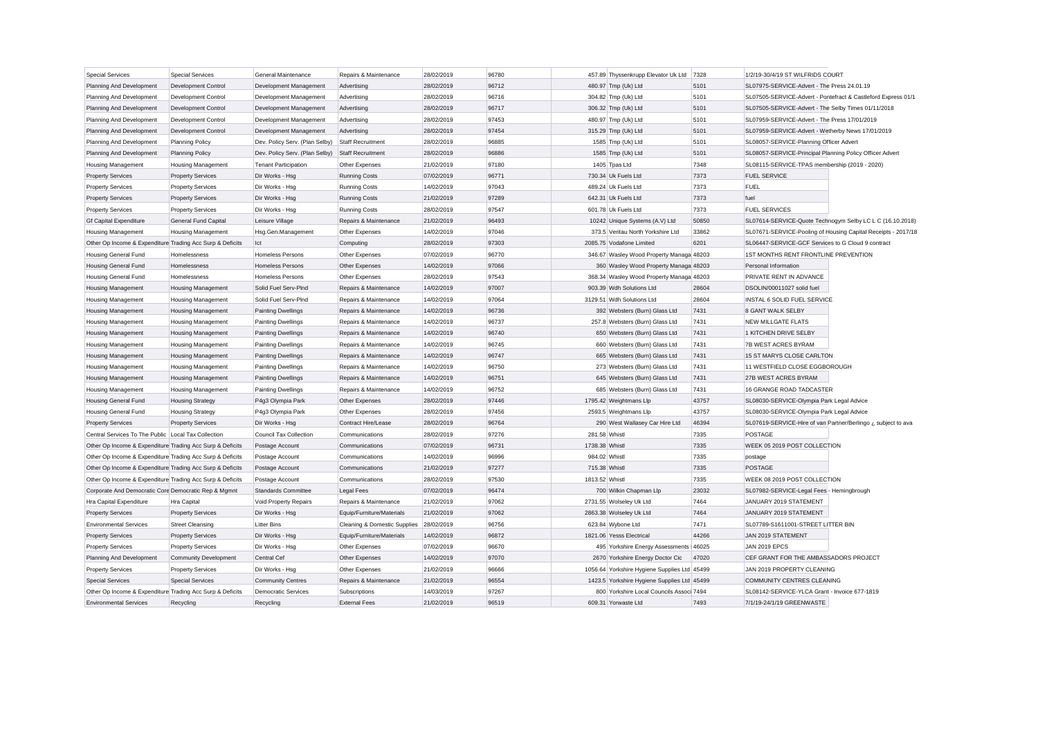| | | | | | | | | | |
|---|---|---|---|---|---|---|---|---|---|
| Special Services | Special Services | General Maintenance | Repairs & Maintenance | 28/02/2019 | 96780 | 457.89 | Thyssenkrupp Elevator Uk Ltd | 7328 | 1/2/19-30/4/19 ST WILFRIDS COURT |
| Planning And Development | Development Control | Development Management | Advertising | 28/02/2019 | 96712 | 480.97 | Tmp (Uk) Ltd | 5101 | SL07975-SERVICE-Advert - The Press 24.01.19 |
| Planning And Development | Development Control | Development Management | Advertising | 28/02/2019 | 96716 | 304.82 | Tmp (Uk) Ltd | 5101 | SL07505-SERVICE-Advert - Pontefract & Castleford Express 01/1 |
| Planning And Development | Development Control | Development Management | Advertising | 28/02/2019 | 96717 | 306.32 | Tmp (Uk) Ltd | 5101 | SL07505-SERVICE-Advert - The Selby Times 01/11/2018 |
| Planning And Development | Development Control | Development Management | Advertising | 28/02/2019 | 97453 | 480.97 | Tmp (Uk) Ltd | 5101 | SL07959-SERVICE-Advert - The Press 17/01/2019 |
| Planning And Development | Development Control | Development Management | Advertising | 28/02/2019 | 97454 | 315.29 | Tmp (Uk) Ltd | 5101 | SL07959-SERVICE-Advert - Wetherby News 17/01/2019 |
| Planning And Development | Planning Policy | Dev. Policy Serv. (Plan Selby) | Staff Recruitment | 28/02/2019 | 96885 | 1585 | Tmp (Uk) Ltd | 5101 | SL08057-SERVICE-Planning Officer Advert |
| Planning And Development | Planning Policy | Dev. Policy Serv. (Plan Selby) | Staff Recruitment | 28/02/2019 | 96886 | 1585 | Tmp (Uk) Ltd | 5101 | SL08057-SERVICE-Principal Planning Policy Officer Advert |
| Housing Management | Housing Management | Tenant Participation | Other Expenses | 21/02/2019 | 97180 | 1405 | Tpas Ltd | 7348 | SL08115-SERVICE-TPAS membership (2019 - 2020) |
| Property Services | Property Services | Dir Works - Hsg | Running Costs | 07/02/2019 | 96771 | 730.34 | Uk Fuels Ltd | 7373 | FUEL SERVICE |
| Property Services | Property Services | Dir Works - Hsg | Running Costs | 14/02/2019 | 97043 | 489.24 | Uk Fuels Ltd | 7373 | FUEL |
| Property Services | Property Services | Dir Works - Hsg | Running Costs | 21/02/2019 | 97289 | 642.31 | Uk Fuels Ltd | 7373 | fuel |
| Property Services | Property Services | Dir Works - Hsg | Running Costs | 28/02/2019 | 97547 | 601.78 | Uk Fuels Ltd | 7373 | FUEL SERVICES |
| Gf Capital Expenditure | General Fund Capital | Leisure Village | Repairs & Maintenance | 21/02/2019 | 96493 | 10242 | Unique Systems (A.V) Ltd | 50850 | SL07614-SERVICE-Quote Technogym Selby LC L C (16.10.2018) |
| Housing Management | Housing Management | Hsg.Gen.Management | Other Expenses | 14/02/2019 | 97046 | 373.5 | Veritau North Yorkshire Ltd | 33862 | SL07671-SERVICE-Pooling of Housing Capital Receipts - 2017/18 |
| Other Op Income & Expenditure | Trading Acc Surp & Deficits | Ict | Computing | 28/02/2019 | 97303 | 2085.75 | Vodafone Limited | 6201 | SL06447-SERVICE-GCF Services to G Cloud 9 contract |
| Housing General Fund | Homelessness | Homeless Persons | Other Expenses | 07/02/2019 | 96770 | 346.67 | Wasley Wood Property Managa | 48203 | 1ST MONTHS RENT FRONTLINE PREVENTION |
| Housing General Fund | Homelessness | Homeless Persons | Other Expenses | 14/02/2019 | 97066 | 360 | Wasley Wood Property Managa | 48203 | Personal Information |
| Housing General Fund | Homelessness | Homeless Persons | Other Expenses | 28/02/2019 | 97543 | 368.34 | Wasley Wood Property Managa | 48203 | PRIVATE RENT IN ADVANCE |
| Housing Management | Housing Management | Solid Fuel Serv-Plnd | Repairs & Maintenance | 14/02/2019 | 97007 | 903.39 | Wdh Solutions Ltd | 28604 | DSOLIN/00011027 solid fuel |
| Housing Management | Housing Management | Solid Fuel Serv-Plnd | Repairs & Maintenance | 14/02/2019 | 97064 | 3129.51 | Wdh Solutions Ltd | 28604 | INSTAL 6 SOLID FUEL SERVICE |
| Housing Management | Housing Management | Painting Dwellings | Repairs & Maintenance | 14/02/2019 | 96736 | 392 | Websters (Burn) Glass Ltd | 7431 | 8 GANT WALK SELBY |
| Housing Management | Housing Management | Painting Dwellings | Repairs & Maintenance | 14/02/2019 | 96737 | 257.8 | Websters (Burn) Glass Ltd | 7431 | NEW MILLGATE FLATS |
| Housing Management | Housing Management | Painting Dwellings | Repairs & Maintenance | 14/02/2019 | 96740 | 650 | Websters (Burn) Glass Ltd | 7431 | 1 KITCHEN DRIVE SELBY |
| Housing Management | Housing Management | Painting Dwellings | Repairs & Maintenance | 14/02/2019 | 96745 | 660 | Websters (Burn) Glass Ltd | 7431 | 7B WEST ACRES BYRAM |
| Housing Management | Housing Management | Painting Dwellings | Repairs & Maintenance | 14/02/2019 | 96747 | 665 | Websters (Burn) Glass Ltd | 7431 | 15 ST MARYS CLOSE CARLTON |
| Housing Management | Housing Management | Painting Dwellings | Repairs & Maintenance | 14/02/2019 | 96750 | 273 | Websters (Burn) Glass Ltd | 7431 | 11 WESTFIELD CLOSE EGGBOROUGH |
| Housing Management | Housing Management | Painting Dwellings | Repairs & Maintenance | 14/02/2019 | 96751 | 645 | Websters (Burn) Glass Ltd | 7431 | 27B WEST ACRES BYRAM |
| Housing Management | Housing Management | Painting Dwellings | Repairs & Maintenance | 14/02/2019 | 96752 | 685 | Websters (Burn) Glass Ltd | 7431 | 16 GRANGE ROAD TADCASTER |
| Housing General Fund | Housing Strategy | P4g3 Olympia Park | Other Expenses | 28/02/2019 | 97446 | 1795.42 | Weightmans Llp | 43757 | SL08030-SERVICE-Olympia Park Legal Advice |
| Housing General Fund | Housing Strategy | P4g3 Olympia Park | Other Expenses | 28/02/2019 | 97456 | 2593.5 | Weightmans Llp | 43757 | SL08030-SERVICE-Olympia Park Legal Advice |
| Property Services | Property Services | Dir Works - Hsg | Contract Hire/Lease | 28/02/2019 | 96764 | 290 | West Wallasey Car Hire Ltd | 46394 | SL07619-SERVICE-Hire of van Partner/Berlingo ¿ subject to ava |
| Central Services To The Public | Local Tax Collection | Council Tax Collection | Communications | 28/02/2019 | 97276 | 281.58 | Whistl | 7335 | POSTAGE |
| Other Op Income & Expenditure | Trading Acc Surp & Deficits | Postage Account | Communications | 07/02/2019 | 96731 | 1738.38 | Whistl | 7335 | WEEK 05 2019 POST COLLECTION |
| Other Op Income & Expenditure | Trading Acc Surp & Deficits | Postage Account | Communications | 14/02/2019 | 96996 | 984.02 | Whistl | 7335 | postage |
| Other Op Income & Expenditure | Trading Acc Surp & Deficits | Postage Account | Communications | 21/02/2019 | 97277 | 715.38 | Whistl | 7335 | POSTAGE |
| Other Op Income & Expenditure | Trading Acc Surp & Deficits | Postage Account | Communications | 28/02/2019 | 97530 | 1813.52 | Whistl | 7335 | WEEK 08 2019 POST COLLECTION |
| Corporate And Democratic Core | Democratic Rep & Mgmnt | Standards Committee | Legal Fees | 07/02/2019 | 96474 | 700 | Wilkin Chapman Llp | 23032 | SL07982-SERVICE-Legal Fees - Hemingbrough |
| Hra Capital Expenditure | Hra Capital | Void Property Repairs | Repairs & Maintenance | 21/02/2019 | 97062 | 2731.55 | Wolseley Uk Ltd | 7464 | JANUARY 2019 STATEMENT |
| Property Services | Property Services | Dir Works - Hsg | Equip/Furniture/Materials | 21/02/2019 | 97062 | 2863.38 | Wolseley Uk Ltd | 7464 | JANUARY 2019 STATEMENT |
| Environmental Services | Street Cleansing | Litter Bins | Cleaning & Domestic Supplies | 28/02/2019 | 96756 | 623.84 | Wybone Ltd | 7471 | SL07789-S1611001-STREET LITTER BIN |
| Property Services | Property Services | Dir Works - Hsg | Equip/Furniture/Materials | 14/02/2019 | 96872 | 1821.06 | Yesss Electrical | 44266 | JAN 2019 STATEMENT |
| Property Services | Property Services | Dir Works - Hsg | Other Expenses | 07/02/2019 | 96670 | 495 | Yorkshire Energy Assessments | 46025 | JAN 2019 EPCS |
| Planning And Development | Community Development | Central Cef | Other Expenses | 14/02/2019 | 97070 | 2670 | Yorkshire Energy Doctor Cic | 47020 | CEF GRANT FOR THE AMBASSADORS PROJECT |
| Property Services | Property Services | Dir Works - Hsg | Other Expenses | 21/02/2019 | 96666 | 1056.64 | Yorkshire Hygiene Supplies Ltd | 45499 | JAN 2019 PROPERTY CLEANING |
| Special Services | Special Services | Community Centres | Repairs & Maintenance | 21/02/2019 | 96554 | 1423.5 | Yorkshire Hygiene Supplies Ltd | 45499 | COMMUNITY CENTRES CLEANING |
| Other Op Income & Expenditure | Trading Acc Surp & Deficits | Democratic Services | Subscriptions | 14/03/2019 | 97267 | 800 | Yorkshire Local Councils Associ | 7494 | SL08142-SERVICE-YLCA Grant - Invoice 677-1819 |
| Environmental Services | Recycling | Recycling | External Fees | 21/02/2019 | 96519 | 609.31 | Yorwaste Ltd | 7493 | 7/1/19-24/1/19 GREENWASTE |